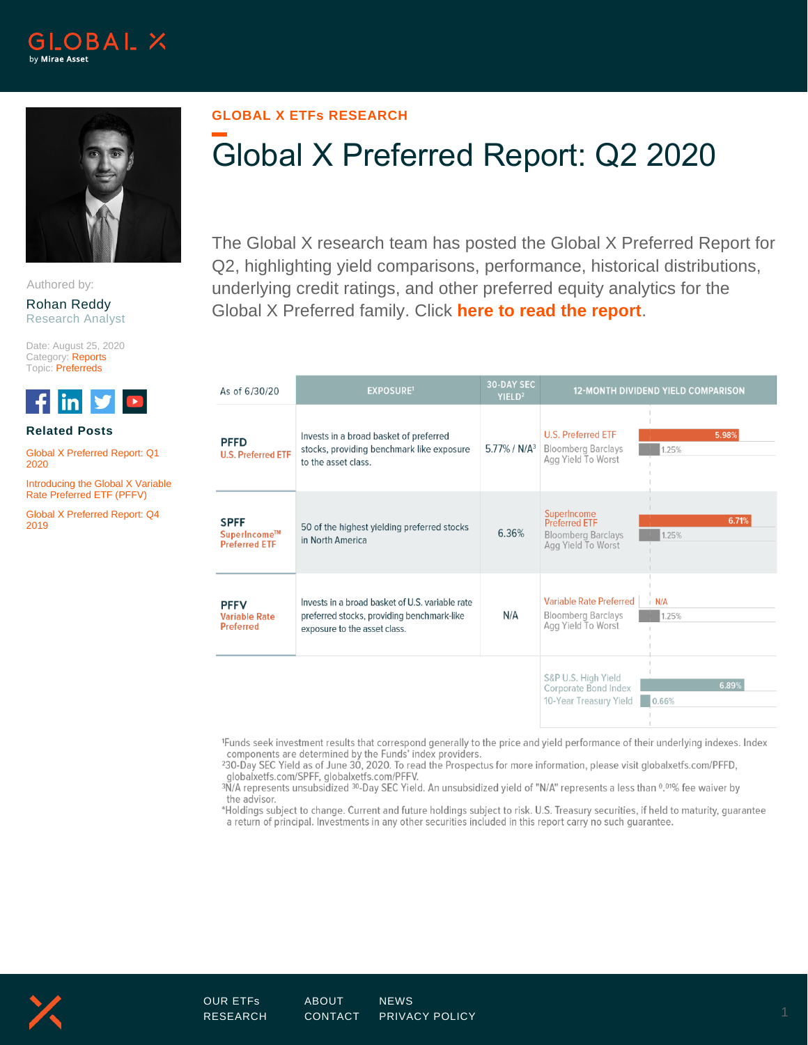GLOBAL X ETFs RESEARCH

# Global X Preferred Report: Q2 2020

Authored by:

Rohan Reddy
Research Analyst

Date: August 25, 2020
Category: Reports
Topic: Preferreds

**Related Posts**

Global X Preferred Report: Q1 2020

Introducing the Global X Variable Rate Preferred ETF (PFFV)

Global X Preferred Report: Q4 2019

The Global X research team has posted the Global X Preferred Report for Q2, highlighting yield comparisons, performance, historical distributions, underlying credit ratings, and other preferred equity analytics for the Global X Preferred family. Click **here to read the report**.

| As of 6/30/20 | EXPOSURE[1] | 30-DAY SEC YIELD[2] | 12-MONTH DIVIDEND YIELD COMPARISON | |
|---|---|---|---|---|
| **PFFD** U.S. Preferred ETF | Invests in a broad basket of preferred stocks, providing benchmark like exposure to the asset class. | 5.77% / N/A[3] | U.S. Preferred ETF | 5.98% |
| | | | Bloomberg Barclays Agg Yield To Worst | 1.25% |
| **SPFF** SuperIncome™ Preferred ETF | 50 of the highest yielding preferred stocks in North America | 6.36% | SuperIncome Preferred ETF | 6.71% |
| | | | Bloomberg Barclays Agg Yield To Worst | 1.25% |
| **PFFV** Variable Rate Preferred | Invests in a broad basket of U.S. variable rate preferred stocks, providing benchmark-like exposure to the asset class. | N/A | Variable Rate Preferred | N/A |
| | | | Bloomberg Barclays Agg Yield To Worst | 1.25% |
| | | | S&P U.S. High Yield Corporate Bond Index | 6.89% |
| | | | 10-Year Treasury Yield | 0.66% |

[1]Funds seek investment results that correspond generally to the price and yield performance of their underlying indexes. Index components are determined by the Funds' index providers.
[2]30-Day SEC Yield as of June 30, 2020. To read the Prospectus for more information, please visit globalxetfs.com/PFFD, globalxetfs.com/SPFF, globalxetfs.com/PFFV.
[3]N/A represents unsubsidized 30-Day SEC Yield. An unsubsidized yield of "N/A" represents a less than 0.01% fee waiver by the advisor.
*Holdings subject to change. Current and future holdings subject to risk. U.S. Treasury securities, if held to maturity, guarantee a return of principal. Investments in any other securities included in this report carry no such guarantee.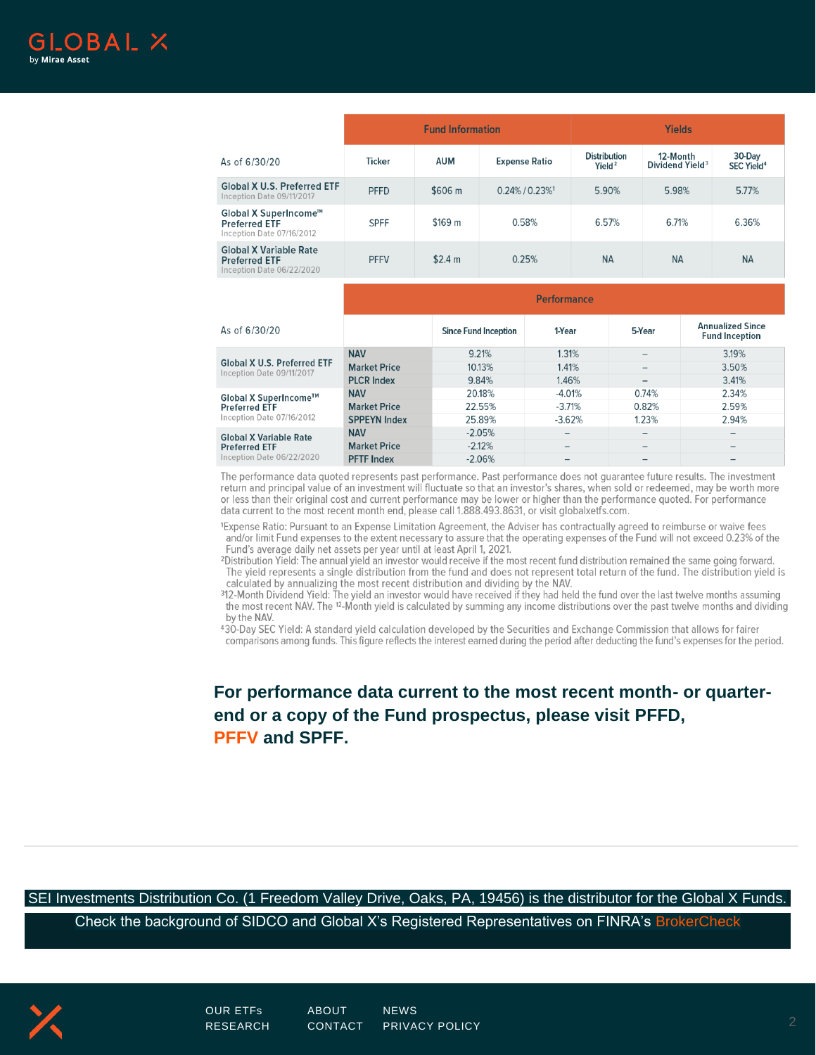| As of 6/30/20 | Fund Information | | | Yields | | |
|---|---|---|---|---|---|---|
| | Ticker | AUM | Expense Ratio | Distribution Yield[2] | 12-Month Dividend Yield[3] | 30-Day SEC Yield[4] |
| Global X U.S. Preferred ETF<br>Inception Date 09/11/2017 | PFFD | $606 m | 0.24% / 0.23%[1] | 5.90% | 5.98% | 5.77% |
| Global X SuperIncome™ Preferred ETF<br>Inception Date 07/16/2012 | SPFF | $169 m | 0.58% | 6.57% | 6.71% | 6.36% |
| Global X Variable Rate Preferred ETF<br>Inception Date 06/22/2020 | PFFV | $2.4 m | 0.25% | NA | NA | NA |

| As of 6/30/20 | Performance | | | | |
|---|---|---|---|---|---|
| | | Since Fund Inception | 1-Year | 5-Year | Annualized Since Fund Inception |
| Global X U.S. Preferred ETF<br>Inception Date 09/11/2017 | NAV | 9.21% | 1.31% | – | 3.19% |
| | Market Price | 10.13% | 1.41% | – | 3.50% |
| | PLCR Index | 9.84% | 1.46% | – | 3.41% |
| Global X SuperIncome™ Preferred ETF<br>Inception Date 07/16/2012 | NAV | 20.18% | -4.01% | 0.74% | 2.34% |
| | Market Price | 22.55% | -3.71% | 0.82% | 2.59% |
| | SPPEYN Index | 25.89% | -3.62% | 1.23% | 2.94% |
| Global X Variable Rate Preferred ETF<br>Inception Date 06/22/2020 | NAV | -2.05% | – | – | – |
| | Market Price | -2.12% | – | – | – |
| | PFTF Index | -2.06% | – | – | – |

The performance data quoted represents past performance. Past performance does not guarantee future results. The investment return and principal value of an investment will fluctuate so that an investor's shares, when sold or redeemed, may be worth more or less than their original cost and current performance may be lower or higher than the performance quoted. For performance data current to the most recent month end, please call 1.888.493.8631, or visit globalxetfs.com.

[1]Expense Ratio: Pursuant to an Expense Limitation Agreement, the Adviser has contractually agreed to reimburse or waive fees and/or limit Fund expenses to the extent necessary to assure that the operating expenses of the Fund will not exceed 0.23% of the Fund's average daily net assets per year until at least April 1, 2021.
[2]Distribution Yield: The annual yield an investor would receive if the most recent fund distribution remained the same going forward. The yield represents a single distribution from the fund and does not represent total return of the fund. The distribution yield is calculated by annualizing the most recent distribution and dividing by the NAV.
[3]12-Month Dividend Yield: The yield an investor would have received if they had held the fund over the last twelve months assuming the most recent NAV. The 12-Month yield is calculated by summing any income distributions over the past twelve months and dividing by the NAV.
[4]30-Day SEC Yield: A standard yield calculation developed by the Securities and Exchange Commission that allows for fairer comparisons among funds. This figure reflects the interest earned during the period after deducting the fund's expenses for the period.

**For performance data current to the most recent month- or quarter-end or a copy of the Fund prospectus, please visit PFFD, PFFV and SPFF.**

SEI Investments Distribution Co. (1 Freedom Valley Drive, Oaks, PA, 19456) is the distributor for the Global X Funds.
Check the background of SIDCO and Global X's Registered Representatives on FINRA's BrokerCheck

OUR ETFs | ABOUT | NEWS
RESEARCH | CONTACT | PRIVACY POLICY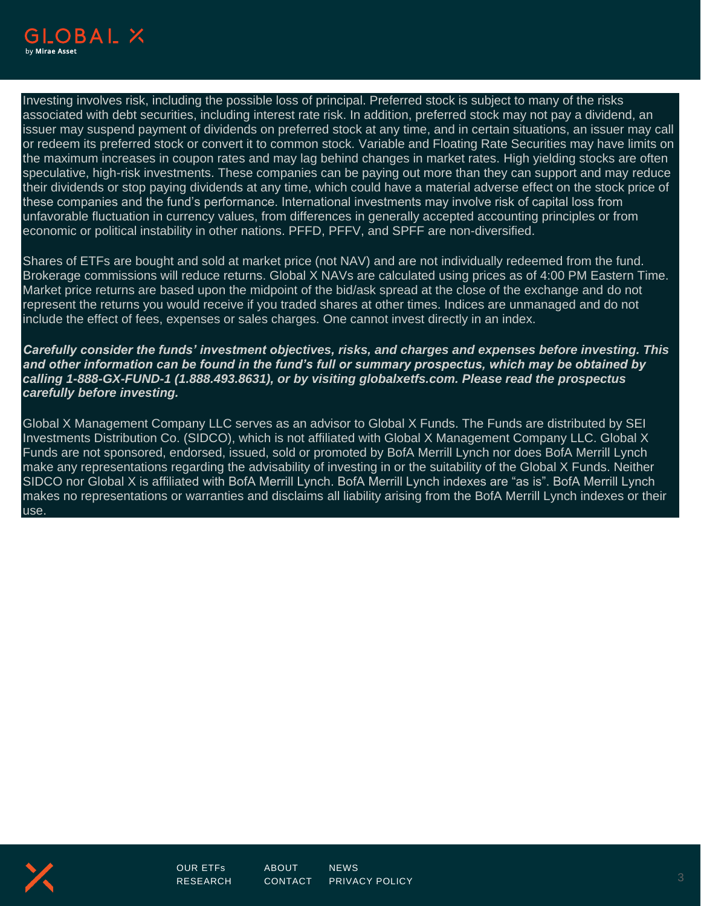Investing involves risk, including the possible loss of principal. Preferred stock is subject to many of the risks associated with debt securities, including interest rate risk. In addition, preferred stock may not pay a dividend, an issuer may suspend payment of dividends on preferred stock at any time, and in certain situations, an issuer may call or redeem its preferred stock or convert it to common stock. Variable and Floating Rate Securities may have limits on the maximum increases in coupon rates and may lag behind changes in market rates. High yielding stocks are often speculative, high-risk investments. These companies can be paying out more than they can support and may reduce their dividends or stop paying dividends at any time, which could have a material adverse effect on the stock price of these companies and the fund's performance. International investments may involve risk of capital loss from unfavorable fluctuation in currency values, from differences in generally accepted accounting principles or from economic or political instability in other nations. PFFD, PFFV, and SPFF are non-diversified.

Shares of ETFs are bought and sold at market price (not NAV) and are not individually redeemed from the fund. Brokerage commissions will reduce returns. Global X NAVs are calculated using prices as of 4:00 PM Eastern Time. Market price returns are based upon the midpoint of the bid/ask spread at the close of the exchange and do not represent the returns you would receive if you traded shares at other times. Indices are unmanaged and do not include the effect of fees, expenses or sales charges. One cannot invest directly in an index.

***Carefully consider the funds' investment objectives, risks, and charges and expenses before investing. This and other information can be found in the fund's full or summary prospectus, which may be obtained by calling 1-888-GX-FUND-1 (1.888.493.8631), or by visiting globalxetfs.com. Please read the prospectus carefully before investing.***

Global X Management Company LLC serves as an advisor to Global X Funds. The Funds are distributed by SEI Investments Distribution Co. (SIDCO), which is not affiliated with Global X Management Company LLC. Global X Funds are not sponsored, endorsed, issued, sold or promoted by BofA Merrill Lynch nor does BofA Merrill Lynch make any representations regarding the advisability of investing in or the suitability of the Global X Funds. Neither SIDCO nor Global X is affiliated with BofA Merrill Lynch. BofA Merrill Lynch indexes are "as is". BofA Merrill Lynch makes no representations or warranties and disclaims all liability arising from the BofA Merrill Lynch indexes or their use.